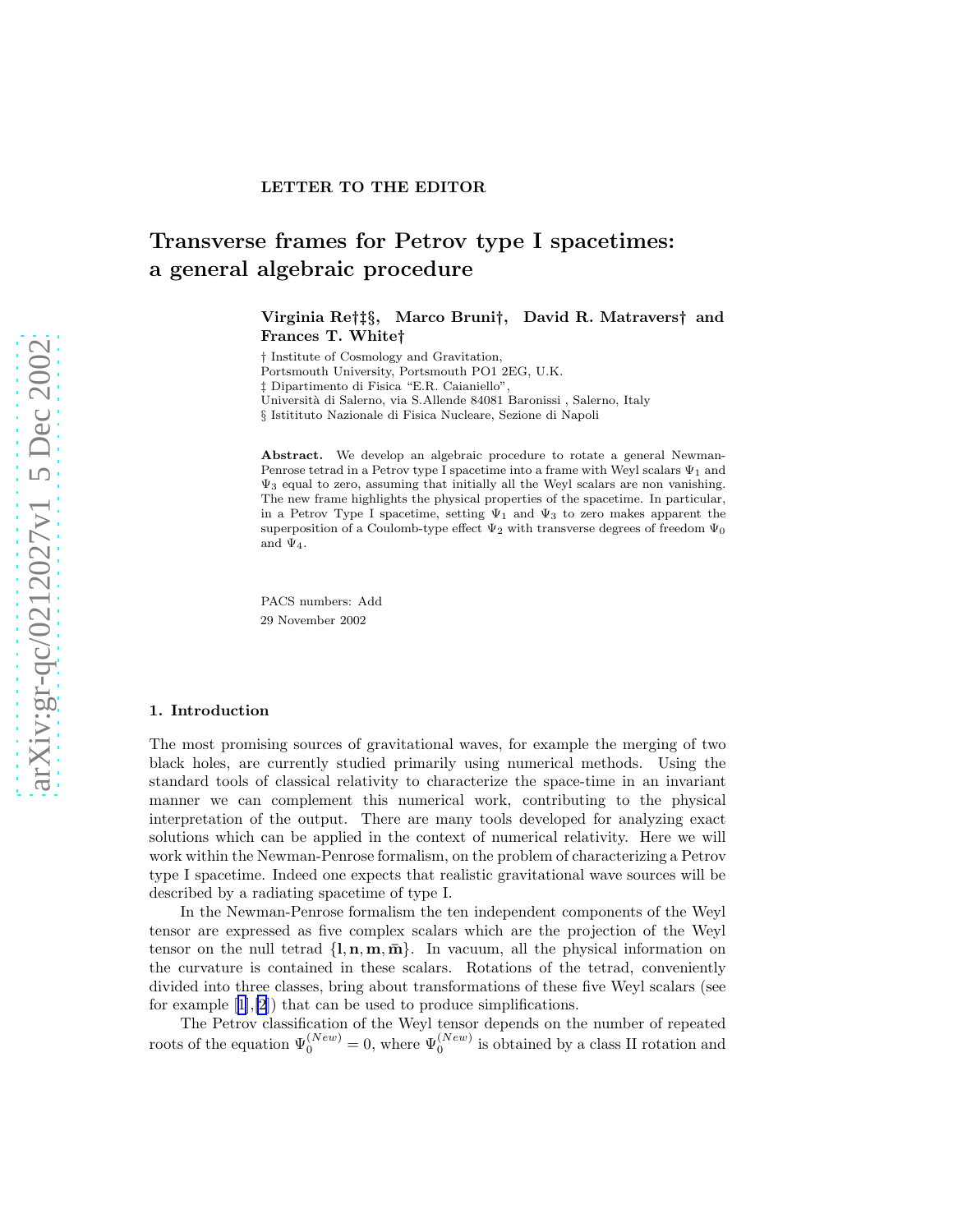LETTER TO THE EDITOR

# Transverse frames for Petrov type I spacetimes: a general algebraic procedure

**Virginia Re†‡§, Marco Bruni†, David R. Matravers† and Frances T. White†**

† Institute of Cosmology and Gravitation,
Portsmouth University, Portsmouth PO1 2EG, U.K.
‡ Dipartimento di Fisica "E.R. Caianiello",
Università di Salerno, via S.Allende 84081 Baronissi , Salerno, Italy
§ Istitituto Nazionale di Fisica Nucleare, Sezione di Napoli

**Abstract.** We develop an algebraic procedure to rotate a general Newman-Penrose tetrad in a Petrov type I spacetime into a frame with Weyl scalars $\Psi_1$ and $\Psi_3$ equal to zero, assuming that initially all the Weyl scalars are non vanishing. The new frame highlights the physical properties of the spacetime. In particular, in a Petrov Type I spacetime, setting $\Psi_1$ and $\Psi_3$ to zero makes apparent the superposition of a Coulomb-type effect $\Psi_2$ with transverse degrees of freedom $\Psi_0$ and $\Psi_4$.

PACS numbers: Add

29 November 2002

arXiv:gr-qc/0212027v1 5 Dec 2002

## 1. Introduction

The most promising sources of gravitational waves, for example the merging of two black holes, are currently studied primarily using numerical methods. Using the standard tools of classical relativity to characterize the space-time in an invariant manner we can complement this numerical work, contributing to the physical interpretation of the output. There are many tools developed for analyzing exact solutions which can be applied in the context of numerical relativity. Here we will work within the Newman-Penrose formalism, on the problem of characterizing a Petrov type I spacetime. Indeed one expects that realistic gravitational wave sources will be described by a radiating spacetime of type I.

In the Newman-Penrose formalism the ten independent components of the Weyl tensor are expressed as five complex scalars which are the projection of the Weyl tensor on the null tetrad $\{\mathbf{l}, \mathbf{n}, \mathbf{m}, \bar{\mathbf{m}}\}$. In vacuum, all the physical information on the curvature is contained in these scalars. Rotations of the tetrad, conveniently divided into three classes, bring about transformations of these five Weyl scalars (see for example [1],[2]) that can be used to produce simplifications.

The Petrov classification of the Weyl tensor depends on the number of repeated roots of the equation $\Psi_0^{(New)} = 0$, where $\Psi_0^{(New)}$ is obtained by a class II rotation and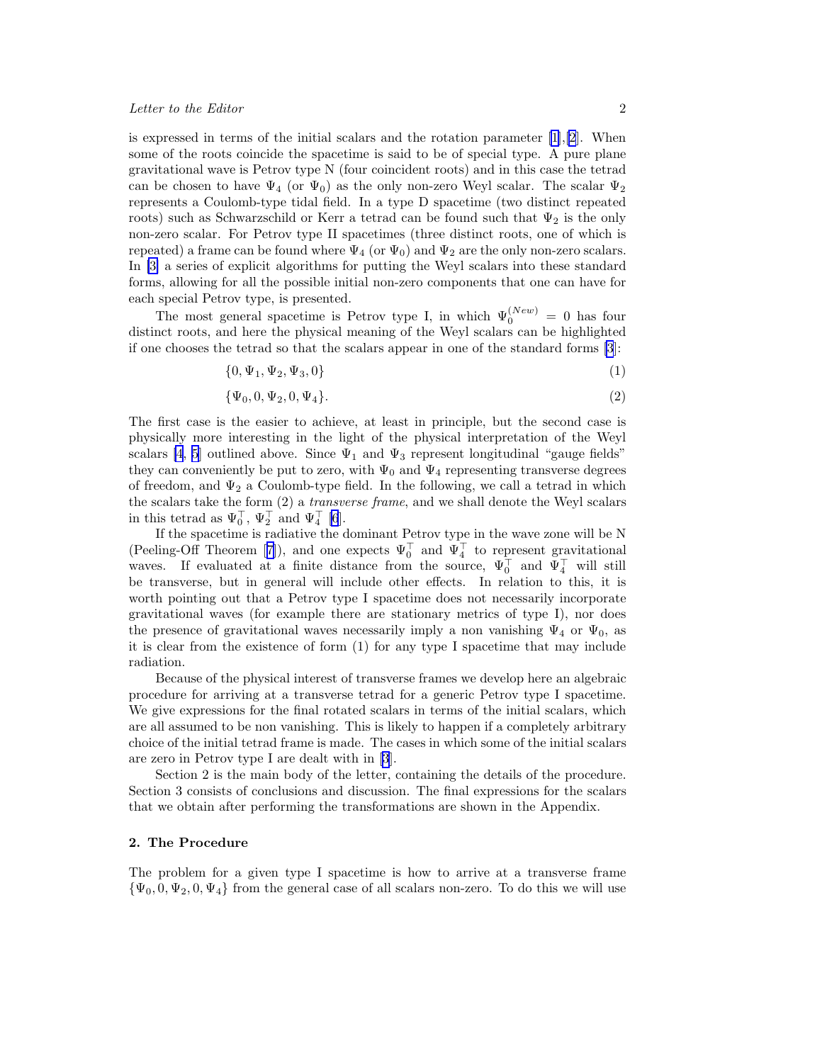is expressed in terms of the initial scalars and the rotation parameter [1],[2]. When some of the roots coincide the spacetime is said to be of special type. A pure plane gravitational wave is Petrov type N (four coincident roots) and in this case the tetrad can be chosen to have $\Psi_4$ (or $\Psi_0$) as the only non-zero Weyl scalar. The scalar $\Psi_2$ represents a Coulomb-type tidal field. In a type D spacetime (two distinct repeated roots) such as Schwarzschild or Kerr a tetrad can be found such that $\Psi_2$ is the only non-zero scalar. For Petrov type II spacetimes (three distinct roots, one of which is repeated) a frame can be found where $\Psi_4$ (or $\Psi_0$) and $\Psi_2$ are the only non-zero scalars. In [3] a series of explicit algorithms for putting the Weyl scalars into these standard forms, allowing for all the possible initial non-zero components that one can have for each special Petrov type, is presented.

The most general spacetime is Petrov type I, in which $\Psi_0^{(New)} = 0$ has four distinct roots, and here the physical meaning of the Weyl scalars can be highlighted if one chooses the tetrad so that the scalars appear in one of the standard forms [3]:

$$\{0, \Psi_1, \Psi_2, \Psi_3, 0\} \tag{1}$$

$$\{\Psi_0, 0, \Psi_2, 0, \Psi_4\}. \tag{2}$$

The first case is the easier to achieve, at least in principle, but the second case is physically more interesting in the light of the physical interpretation of the Weyl scalars [4, 5] outlined above. Since $\Psi_1$ and $\Psi_3$ represent longitudinal "gauge fields" they can conveniently be put to zero, with $\Psi_0$ and $\Psi_4$ representing transverse degrees of freedom, and $\Psi_2$ a Coulomb-type field. In the following, we call a tetrad in which the scalars take the form (2) a *transverse frame*, and we shall denote the Weyl scalars in this tetrad as $\Psi_0^{\top}$, $\Psi_2^{\top}$ and $\Psi_4^{\top}$ [6].

If the spacetime is radiative the dominant Petrov type in the wave zone will be N (Peeling-Off Theorem [7]), and one expects $\Psi_0^{\top}$ and $\Psi_4^{\top}$ to represent gravitational waves. If evaluated at a finite distance from the source, $\Psi_0^{\top}$ and $\Psi_4^{\top}$ will still be transverse, but in general will include other effects. In relation to this, it is worth pointing out that a Petrov type I spacetime does not necessarily incorporate gravitational waves (for example there are stationary metrics of type I), nor does the presence of gravitational waves necessarily imply a non vanishing $\Psi_4$ or $\Psi_0$, as it is clear from the existence of form (1) for any type I spacetime that may include radiation.

Because of the physical interest of transverse frames we develop here an algebraic procedure for arriving at a transverse tetrad for a generic Petrov type I spacetime. We give expressions for the final rotated scalars in terms of the initial scalars, which are all assumed to be non vanishing. This is likely to happen if a completely arbitrary choice of the initial tetrad frame is made. The cases in which some of the initial scalars are zero in Petrov type I are dealt with in [3].

Section 2 is the main body of the letter, containing the details of the procedure. Section 3 consists of conclusions and discussion. The final expressions for the scalars that we obtain after performing the transformations are shown in the Appendix.

## 2. The Procedure

The problem for a given type I spacetime is how to arrive at a transverse frame $\{\Psi_0, 0, \Psi_2, 0, \Psi_4\}$ from the general case of all scalars non-zero. To do this we will use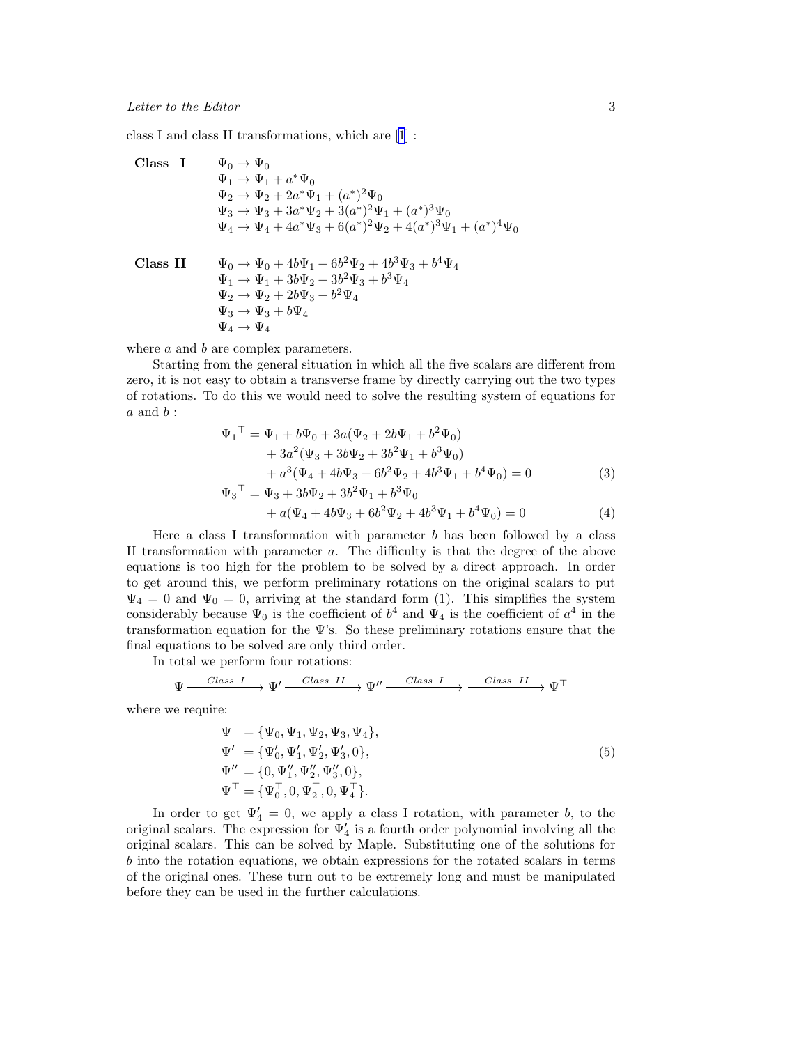class I and class II transformations, which are [1] :

$$
\textbf{Class I} \quad
\begin{aligned}
&\Psi_0 \to \Psi_0 \\
&\Psi_1 \to \Psi_1 + a^*\Psi_0 \\
&\Psi_2 \to \Psi_2 + 2a^*\Psi_1 + (a^*)^2\Psi_0 \\
&\Psi_3 \to \Psi_3 + 3a^*\Psi_2 + 3(a^*)^2\Psi_1 + (a^*)^3\Psi_0 \\
&\Psi_4 \to \Psi_4 + 4a^*\Psi_3 + 6(a^*)^2\Psi_2 + 4(a^*)^3\Psi_1 + (a^*)^4\Psi_0
\end{aligned}
$$

$$
\textbf{Class II} \quad
\begin{aligned}
&\Psi_0 \to \Psi_0 + 4b\Psi_1 + 6b^2\Psi_2 + 4b^3\Psi_3 + b^4\Psi_4 \\
&\Psi_1 \to \Psi_1 + 3b\Psi_2 + 3b^2\Psi_3 + b^3\Psi_4 \\
&\Psi_2 \to \Psi_2 + 2b\Psi_3 + b^2\Psi_4 \\
&\Psi_3 \to \Psi_3 + b\Psi_4 \\
&\Psi_4 \to \Psi_4
\end{aligned}
$$

where $a$ and $b$ are complex parameters.

Starting from the general situation in which all the five scalars are different from zero, it is not easy to obtain a transverse frame by directly carrying out the two types of rotations. To do this we would need to solve the resulting system of equations for $a$ and $b$ :

$$
\begin{aligned}
{\Psi_1}^{\top} = \Psi_1 + b\Psi_0 &+ 3a(\Psi_2 + 2b\Psi_1 + b^2\Psi_0) \\
&+ 3a^2(\Psi_3 + 3b\Psi_2 + 3b^2\Psi_1 + b^3\Psi_0) \\
&+ a^3(\Psi_4 + 4b\Psi_3 + 6b^2\Psi_2 + 4b^3\Psi_1 + b^4\Psi_0) = 0
\end{aligned} \tag{3}
$$

$$
\begin{aligned}
{\Psi_3}^{\top} = \Psi_3 + 3b\Psi_2 &+ 3b^2\Psi_1 + b^3\Psi_0 \\
&+ a(\Psi_4 + 4b\Psi_3 + 6b^2\Psi_2 + 4b^3\Psi_1 + b^4\Psi_0) = 0
\end{aligned} \tag{4}
$$

Here a class I transformation with parameter $b$ has been followed by a class II transformation with parameter $a$. The difficulty is that the degree of the above equations is too high for the problem to be solved by a direct approach. In order to get around this, we perform preliminary rotations on the original scalars to put $\Psi_4 = 0$ and $\Psi_0 = 0$, arriving at the standard form (1). This simplifies the system considerably because $\Psi_0$ is the coefficient of $b^4$ and $\Psi_4$ is the coefficient of $a^4$ in the transformation equation for the $\Psi$'s. So these preliminary rotations ensure that the final equations to be solved are only third order.

In total we perform four rotations:

$$
\Psi \xrightarrow{\ Class\ I\ } \Psi' \xrightarrow{\ Class\ II\ } \Psi'' \xrightarrow{\ Class\ I\ } \xrightarrow{\ Class\ II\ } \Psi^{\top}
$$

where we require:

$$
\begin{aligned}
\Psi &= \{\Psi_0, \Psi_1, \Psi_2, \Psi_3, \Psi_4\}, \\
\Psi' &= \{\Psi'_0, \Psi'_1, \Psi'_2, \Psi'_3, 0\}, \\
\Psi'' &= \{0, \Psi''_1, \Psi''_2, \Psi''_3, 0\}, \\
\Psi^{\top} &= \{\Psi^{\top}_0, 0, \Psi^{\top}_2, 0, \Psi^{\top}_4\}.
\end{aligned} \tag{5}
$$

In order to get $\Psi'_4 = 0$, we apply a class I rotation, with parameter $b$, to the original scalars. The expression for $\Psi'_4$ is a fourth order polynomial involving all the original scalars. This can be solved by Maple. Substituting one of the solutions for $b$ into the rotation equations, we obtain expressions for the rotated scalars in terms of the original ones. These turn out to be extremely long and must be manipulated before they can be used in the further calculations.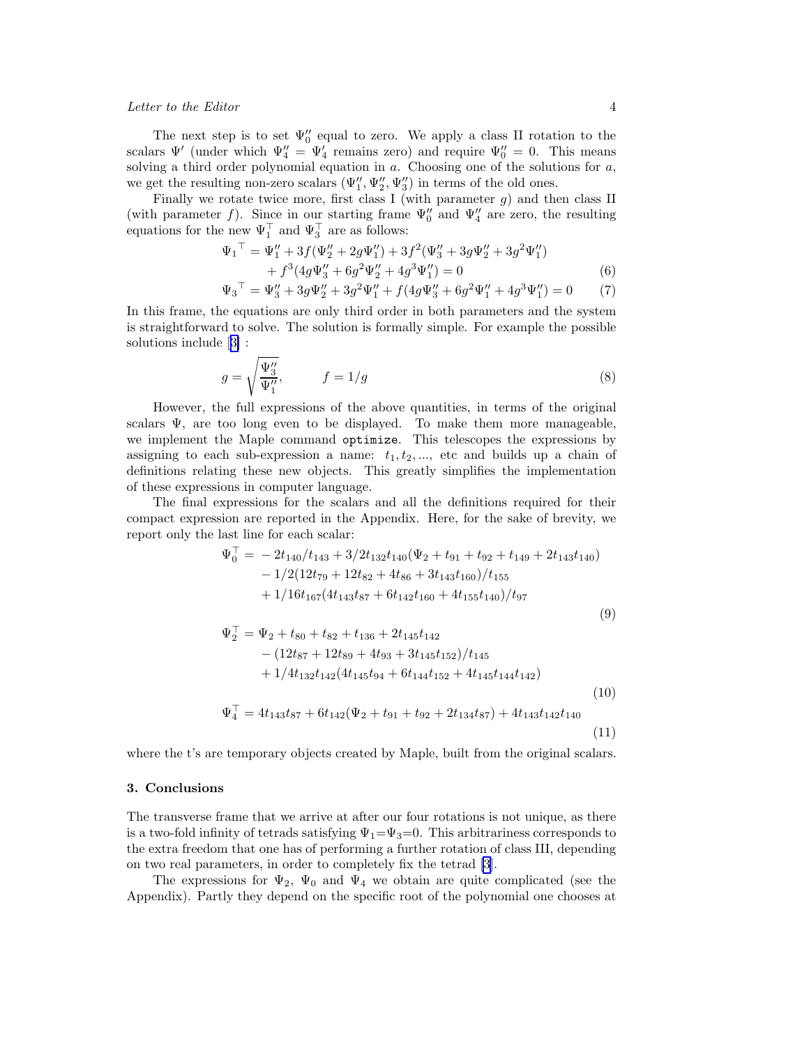The next step is to set $\Psi_0''$ equal to zero. We apply a class II rotation to the scalars $\Psi'$ (under which $\Psi_4'' = \Psi_4'$ remains zero) and require $\Psi_0'' = 0$. This means solving a third order polynomial equation in $a$. Choosing one of the solutions for $a$, we get the resulting non-zero scalars $(\Psi_1'', \Psi_2'', \Psi_3'')$ in terms of the old ones.

Finally we rotate twice more, first class I (with parameter $g$) and then class II (with parameter $f$). Since in our starting frame $\Psi_0''$ and $\Psi_4''$ are zero, the resulting equations for the new $\Psi_1^\top$ and $\Psi_3^\top$ are as follows:

$$\begin{aligned}
{\Psi_1}^\top &= \Psi_1'' + 3f(\Psi_2'' + 2g\Psi_1'') + 3f^2(\Psi_3'' + 3g\Psi_2'' + 3g^2\Psi_1'') \\
&\quad + f^3(4g\Psi_3'' + 6g^2\Psi_2'' + 4g^3\Psi_1'') = 0 \qquad (6)\\
{\Psi_3}^\top &= \Psi_3'' + 3g\Psi_2'' + 3g^2\Psi_1'' + f(4g\Psi_3'' + 6g^2\Psi_1'' + 4g^3\Psi_1'') = 0 \qquad (7)
\end{aligned}$$

In this frame, the equations are only third order in both parameters and the system is straightforward to solve. The solution is formally simple. For example the possible solutions include [3] :

$$g = \sqrt{\frac{\Psi_3''}{\Psi_1''}}, \qquad f = 1/g \qquad (8)$$

However, the full expressions of the above quantities, in terms of the original scalars $\Psi$, are too long even to be displayed. To make them more manageable, we implement the Maple command `optimize`. This telescopes the expressions by assigning to each sub-expression a name: $t_1, t_2, ...,$ etc and builds up a chain of definitions relating these new objects. This greatly simplifies the implementation of these expressions in computer language.

The final expressions for the scalars and all the definitions required for their compact expression are reported in the Appendix. Here, for the sake of brevity, we report only the last line for each scalar:

$$\begin{aligned}
\Psi_0^\top = &-2t_{140}/t_{143} + 3/2t_{132}t_{140}(\Psi_2 + t_{91} + t_{92} + t_{149} + 2t_{143}t_{140}) \\
&- 1/2(12t_{79} + 12t_{82} + 4t_{86} + 3t_{143}t_{160})/t_{155} \\
&+ 1/16t_{167}(4t_{143}t_{87} + 6t_{142}t_{160} + 4t_{155}t_{140})/t_{97}
\end{aligned} \qquad (9)$$

$$\begin{aligned}
\Psi_2^\top = &\Psi_2 + t_{80} + t_{82} + t_{136} + 2t_{145}t_{142} \\
&- (12t_{87} + 12t_{89} + 4t_{93} + 3t_{145}t_{152})/t_{145} \\
&+ 1/4t_{132}t_{142}(4t_{145}t_{94} + 6t_{144}t_{152} + 4t_{145}t_{144}t_{142})
\end{aligned} \qquad (10)$$

$$\Psi_4^\top = 4t_{143}t_{87} + 6t_{142}(\Psi_2 + t_{91} + t_{92} + 2t_{134}t_{87}) + 4t_{143}t_{142}t_{140} \qquad (11)$$

where the t's are temporary objects created by Maple, built from the original scalars.

## 3. Conclusions

The transverse frame that we arrive at after our four rotations is not unique, as there is a two-fold infinity of tetrads satisfying $\Psi_1$=$\Psi_3$=0. This arbitrariness corresponds to the extra freedom that one has of performing a further rotation of class III, depending on two real parameters, in order to completely fix the tetrad [3].

The expressions for $\Psi_2$, $\Psi_0$ and $\Psi_4$ we obtain are quite complicated (see the Appendix). Partly they depend on the specific root of the polynomial one chooses at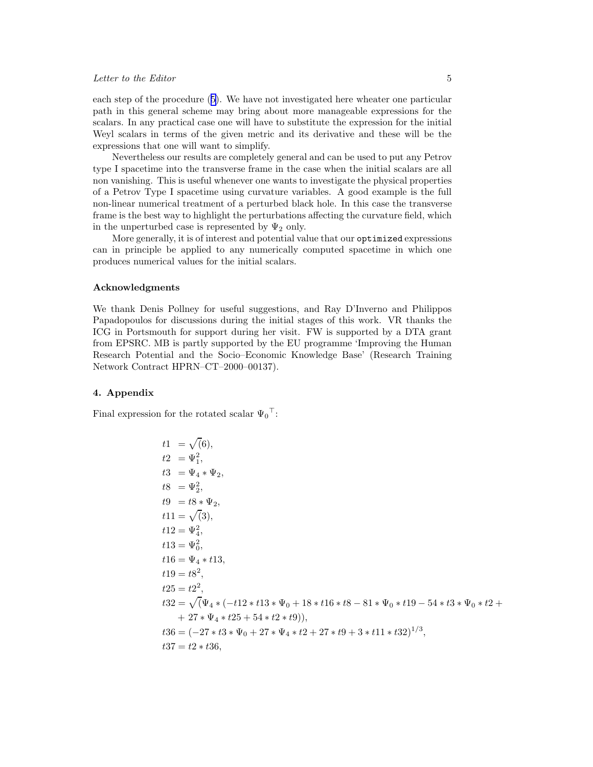each step of the procedure (5). We have not investigated here wheater one particular path in this general scheme may bring about more manageable expressions for the scalars. In any practical case one will have to substitute the expression for the initial Weyl scalars in terms of the given metric and its derivative and these will be the expressions that one will want to simplify.

Nevertheless our results are completely general and can be used to put any Petrov type I spacetime into the transverse frame in the case when the initial scalars are all non vanishing. This is useful whenever one wants to investigate the physical properties of a Petrov Type I spacetime using curvature variables. A good example is the full non-linear numerical treatment of a perturbed black hole. In this case the transverse frame is the best way to highlight the perturbations affecting the curvature field, which in the unperturbed case is represented by $\Psi_2$ only.

More generally, it is of interest and potential value that our `optimized` expressions can in principle be applied to any numerically computed spacetime in which one produces numerical values for the initial scalars.

### Acknowledgments

We thank Denis Pollney for useful suggestions, and Ray D'Inverno and Philippos Papadopoulos for discussions during the initial stages of this work. VR thanks the ICG in Portsmouth for support during her visit. FW is supported by a DTA grant from EPSRC. MB is partly supported by the EU programme 'Improving the Human Research Potential and the Socio–Economic Knowledge Base' (Research Training Network Contract HPRN–CT–2000–00137).

## 4. Appendix

Final expression for the rotated scalar ${\Psi_0}^{\top}$:

$$
\begin{aligned}
t1 &= \sqrt{(}6), \\
t2 &= \Psi_1^2, \\
t3 &= \Psi_4 * \Psi_2, \\
t8 &= \Psi_2^2, \\
t9 &= t8 * \Psi_2, \\
t11 &= \sqrt{(}3), \\
t12 &= \Psi_4^2, \\
t13 &= \Psi_0^2, \\
t16 &= \Psi_4 * t13, \\
t19 &= t8^2, \\
t25 &= t2^2, \\
t32 &= \sqrt{(}\Psi_4 * (-t12 * t13 * \Psi_0 + 18 * t16 * t8 - 81 * \Psi_0 * t19 - 54 * t3 * \Psi_0 * t2 + \\
&\quad + 27 * \Psi_4 * t25 + 54 * t2 * t9)), \\
t36 &= (-27 * t3 * \Psi_0 + 27 * \Psi_4 * t2 + 27 * t9 + 3 * t11 * t32)^{1/3}, \\
t37 &= t2 * t36,
\end{aligned}
$$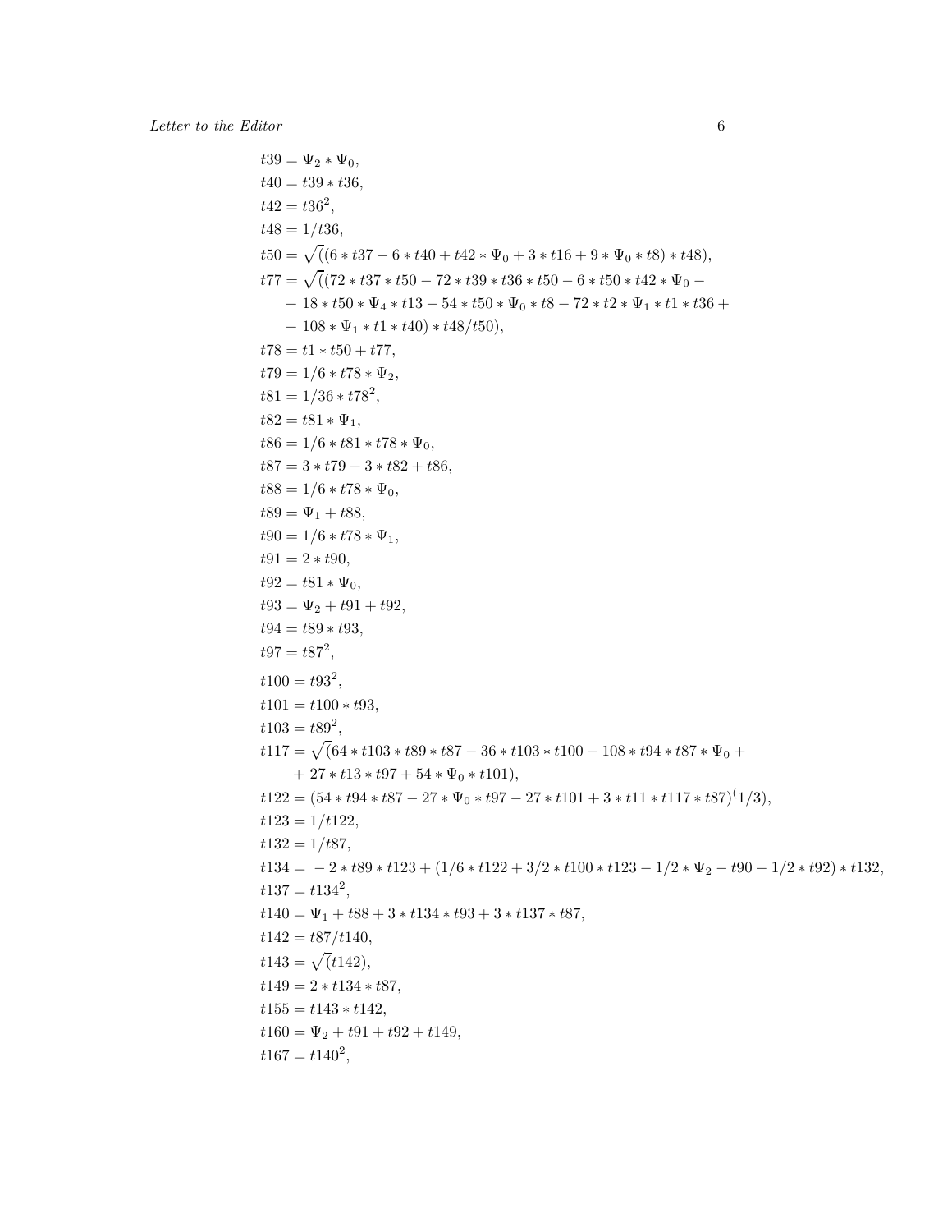$$t39 = \Psi_2 * \Psi_0,$$
$$t40 = t39 * t36,$$
$$t42 = t36^2,$$
$$t48 = 1/t36,$$
$$t50 = \sqrt{(}(6 * t37 - 6 * t40 + t42 * \Psi_0 + 3 * t16 + 9 * \Psi_0 * t8) * t48),$$
$$t77 = \sqrt{(}(72 * t37 * t50 - 72 * t39 * t36 * t50 - 6 * t50 * t42 * \Psi_0 -$$
$$+ 18 * t50 * \Psi_4 * t13 - 54 * t50 * \Psi_0 * t8 - 72 * t2 * \Psi_1 * t1 * t36 +$$
$$+ 108 * \Psi_1 * t1 * t40) * t48/t50),$$
$$t78 = t1 * t50 + t77,$$
$$t79 = 1/6 * t78 * \Psi_2,$$
$$t81 = 1/36 * t78^2,$$
$$t82 = t81 * \Psi_1,$$
$$t86 = 1/6 * t81 * t78 * \Psi_0,$$
$$t87 = 3 * t79 + 3 * t82 + t86,$$
$$t88 = 1/6 * t78 * \Psi_0,$$
$$t89 = \Psi_1 + t88,$$
$$t90 = 1/6 * t78 * \Psi_1,$$
$$t91 = 2 * t90,$$
$$t92 = t81 * \Psi_0,$$
$$t93 = \Psi_2 + t91 + t92,$$
$$t94 = t89 * t93,$$
$$t97 = t87^2,$$
$$t100 = t93^2,$$
$$t101 = t100 * t93,$$
$$t103 = t89^2,$$
$$t117 = \sqrt{(}64 * t103 * t89 * t87 - 36 * t103 * t100 - 108 * t94 * t87 * \Psi_0 +$$
$$+ 27 * t13 * t97 + 54 * \Psi_0 * t101),$$
$$t122 = (54 * t94 * t87 - 27 * \Psi_0 * t97 - 27 * t101 + 3 * t11 * t117 * t87)^{(}1/3),$$
$$t123 = 1/t122,$$
$$t132 = 1/t87,$$
$$t134 = -2 * t89 * t123 + (1/6 * t122 + 3/2 * t100 * t123 - 1/2 * \Psi_2 - t90 - 1/2 * t92) * t132,$$
$$t137 = t134^2,$$
$$t140 = \Psi_1 + t88 + 3 * t134 * t93 + 3 * t137 * t87,$$
$$t142 = t87/t140,$$
$$t143 = \sqrt{(}t142),$$
$$t149 = 2 * t134 * t87,$$
$$t155 = t143 * t142,$$
$$t160 = \Psi_2 + t91 + t92 + t149,$$
$$t167 = t140^2,$$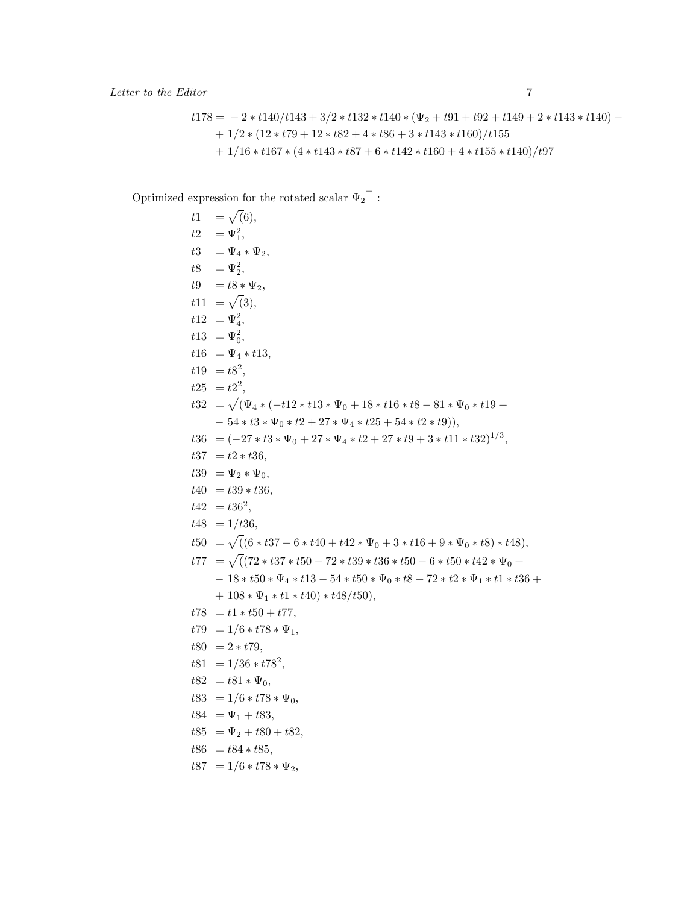$$
\begin{aligned}
t178 = & -2*t140/t143+3/2*t132*t140*(\Psi_2+t91+t92+t149+2*t143*t140)- \\
& +1/2*(12*t79+12*t82+4*t86+3*t143*t160)/t155 \\
& +1/16*t167*(4*t143*t87+6*t142*t160+4*t155*t140)/t97
\end{aligned}
$$

Optimized expression for the rotated scalar ${\Psi_2}^{\top}$ :

$$
\begin{aligned}
t1 &= \sqrt(6), \\
t2 &= \Psi_1^2, \\
t3 &= \Psi_4*\Psi_2, \\
t8 &= \Psi_2^2, \\
t9 &= t8*\Psi_2, \\
t11 &= \sqrt(3), \\
t12 &= \Psi_4^2, \\
t13 &= \Psi_0^2, \\
t16 &= \Psi_4*t13, \\
t19 &= t8^2, \\
t25 &= t2^2, \\
t32 &= \sqrt(\Psi_4*(-t12*t13*\Psi_0+18*t16*t8-81*\Psi_0*t19+ \\
& \quad -54*t3*\Psi_0*t2+27*\Psi_4*t25+54*t2*t9)), \\
t36 &= (-27*t3*\Psi_0+27*\Psi_4*t2+27*t9+3*t11*t32)^{1/3}, \\
t37 &= t2*t36, \\
t39 &= \Psi_2*\Psi_0, \\
t40 &= t39*t36, \\
t42 &= t36^2, \\
t48 &= 1/t36, \\
t50 &= \sqrt((6*t37-6*t40+t42*\Psi_0+3*t16+9*\Psi_0*t8)*t48), \\
t77 &= \sqrt((72*t37*t50-72*t39*t36*t50-6*t50*t42*\Psi_0+ \\
& \quad -18*t50*\Psi_4*t13-54*t50*\Psi_0*t8-72*t2*\Psi_1*t1*t36+ \\
& \quad +108*\Psi_1*t1*t40)*t48/t50), \\
t78 &= t1*t50+t77, \\
t79 &= 1/6*t78*\Psi_1, \\
t80 &= 2*t79, \\
t81 &= 1/36*t78^2, \\
t82 &= t81*\Psi_0, \\
t83 &= 1/6*t78*\Psi_0, \\
t84 &= \Psi_1+t83, \\
t85 &= \Psi_2+t80+t82, \\
t86 &= t84*t85, \\
t87 &= 1/6*t78*\Psi_2,
\end{aligned}
$$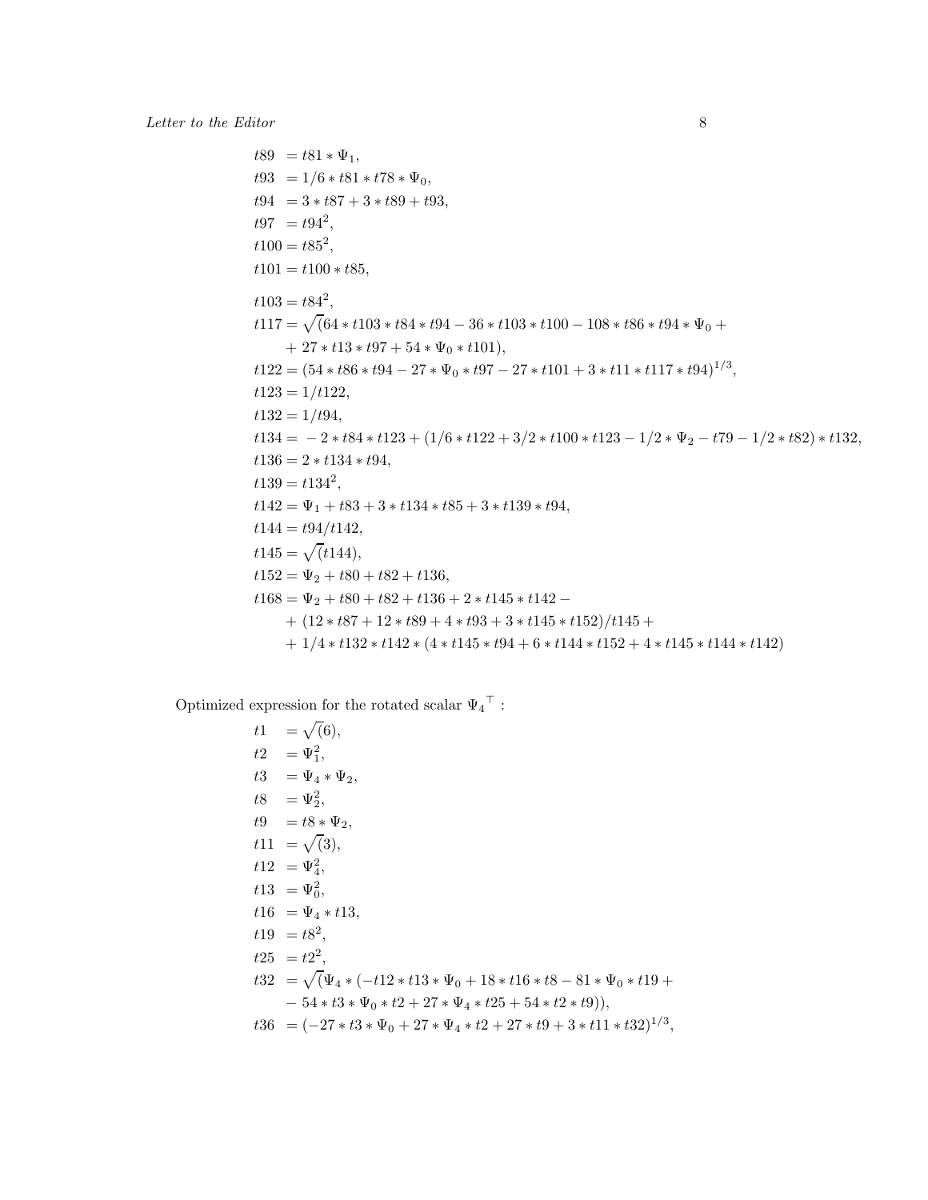$$t89 = t81 * \Psi_1,$$
$$t93 = 1/6 * t81 * t78 * \Psi_0,$$
$$t94 = 3 * t87 + 3 * t89 + t93,$$
$$t97 = t94^2,$$
$$t100 = t85^2,$$
$$t101 = t100 * t85,$$
$$t103 = t84^2,$$
$$t117 = \sqrt{(}64 * t103 * t84 * t94 - 36 * t103 * t100 - 108 * t86 * t94 * \Psi_0 + \\ + 27 * t13 * t97 + 54 * \Psi_0 * t101),$$
$$t122 = (54 * t86 * t94 - 27 * \Psi_0 * t97 - 27 * t101 + 3 * t11 * t117 * t94)^{1/3},$$
$$t123 = 1/t122,$$
$$t132 = 1/t94,$$
$$t134 = -2 * t84 * t123 + (1/6 * t122 + 3/2 * t100 * t123 - 1/2 * \Psi_2 - t79 - 1/2 * t82) * t132,$$
$$t136 = 2 * t134 * t94,$$
$$t139 = t134^2,$$
$$t142 = \Psi_1 + t83 + 3 * t134 * t85 + 3 * t139 * t94,$$
$$t144 = t94/t142,$$
$$t145 = \sqrt{(}t144),$$
$$t152 = \Psi_2 + t80 + t82 + t136,$$
$$t168 = \Psi_2 + t80 + t82 + t136 + 2 * t145 * t142 - \\ + (12 * t87 + 12 * t89 + 4 * t93 + 3 * t145 * t152)/t145 + \\ + 1/4 * t132 * t142 * (4 * t145 * t94 + 6 * t144 * t152 + 4 * t145 * t144 * t142)$$

Optimized expression for the rotated scalar ${\Psi_4}^{\top}$ :

$$t1 = \sqrt{(}6),$$
$$t2 = \Psi_1^2,$$
$$t3 = \Psi_4 * \Psi_2,$$
$$t8 = \Psi_2^2,$$
$$t9 = t8 * \Psi_2,$$
$$t11 = \sqrt{(}3),$$
$$t12 = \Psi_4^2,$$
$$t13 = \Psi_0^2,$$
$$t16 = \Psi_4 * t13,$$
$$t19 = t8^2,$$
$$t25 = t2^2,$$
$$t32 = \sqrt{(}\Psi_4 * (-t12 * t13 * \Psi_0 + 18 * t16 * t8 - 81 * \Psi_0 * t19 + \\ - 54 * t3 * \Psi_0 * t2 + 27 * \Psi_4 * t25 + 54 * t2 * t9)),$$
$$t36 = (-27 * t3 * \Psi_0 + 27 * \Psi_4 * t2 + 27 * t9 + 3 * t11 * t32)^{1/3},$$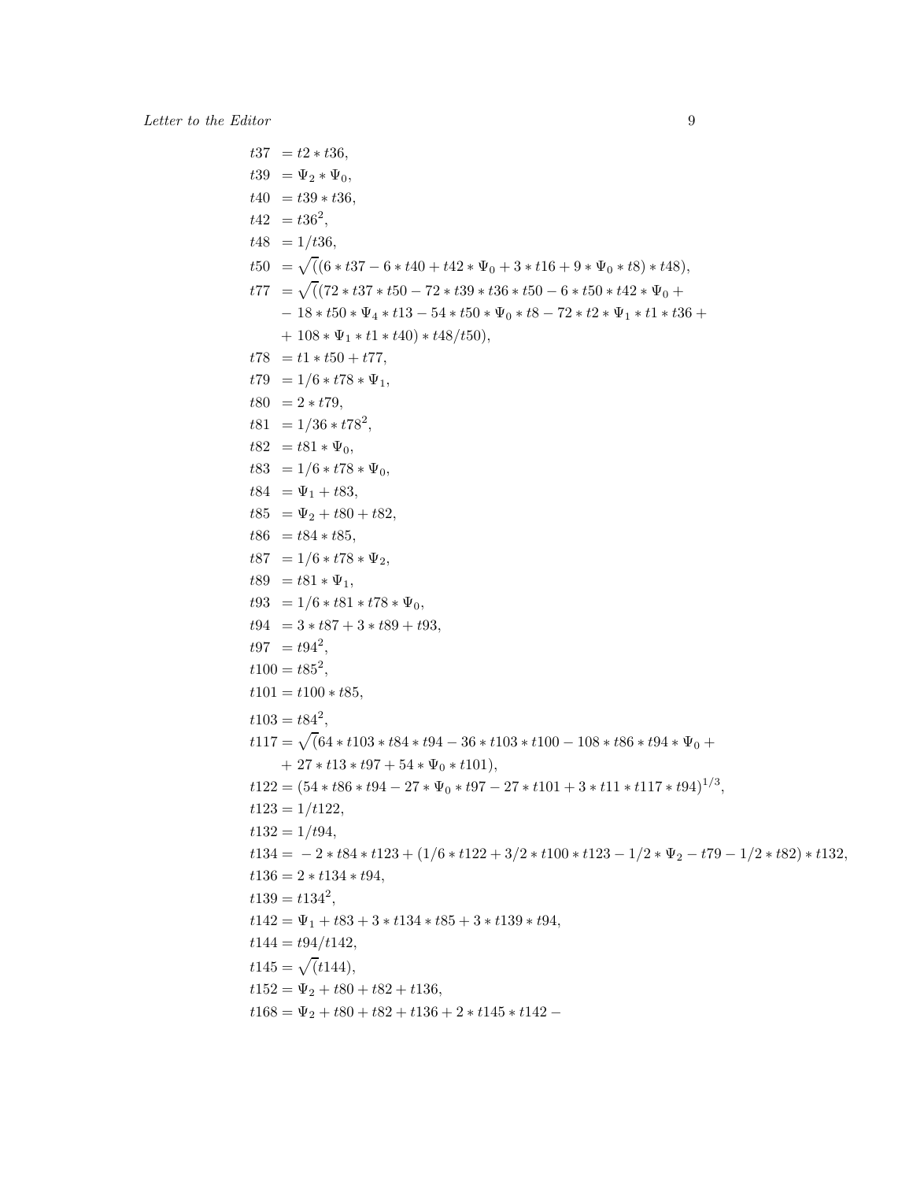$$
\begin{aligned}
t37 &= t2 * t36, \\
t39 &= \Psi_2 * \Psi_0, \\
t40 &= t39 * t36, \\
t42 &= t36^2, \\
t48 &= 1/t36, \\
t50 &= \sqrt{(}(6 * t37 - 6 * t40 + t42 * \Psi_0 + 3 * t16 + 9 * \Psi_0 * t8) * t48), \\
t77 &= \sqrt{(}(72 * t37 * t50 - 72 * t39 * t36 * t50 - 6 * t50 * t42 * \Psi_0 + \\
&\quad - 18 * t50 * \Psi_4 * t13 - 54 * t50 * \Psi_0 * t8 - 72 * t2 * \Psi_1 * t1 * t36 + \\
&\quad + 108 * \Psi_1 * t1 * t40) * t48/t50), \\
t78 &= t1 * t50 + t77, \\
t79 &= 1/6 * t78 * \Psi_1, \\
t80 &= 2 * t79, \\
t81 &= 1/36 * t78^2, \\
t82 &= t81 * \Psi_0, \\
t83 &= 1/6 * t78 * \Psi_0, \\
t84 &= \Psi_1 + t83, \\
t85 &= \Psi_2 + t80 + t82, \\
t86 &= t84 * t85, \\
t87 &= 1/6 * t78 * \Psi_2, \\
t89 &= t81 * \Psi_1, \\
t93 &= 1/6 * t81 * t78 * \Psi_0, \\
t94 &= 3 * t87 + 3 * t89 + t93, \\
t97 &= t94^2, \\
t100 &= t85^2, \\
t101 &= t100 * t85, \\
t103 &= t84^2, \\
t117 &= \sqrt{(}64 * t103 * t84 * t94 - 36 * t103 * t100 - 108 * t86 * t94 * \Psi_0 + \\
&\quad + 27 * t13 * t97 + 54 * \Psi_0 * t101), \\
t122 &= (54 * t86 * t94 - 27 * \Psi_0 * t97 - 27 * t101 + 3 * t11 * t117 * t94)^{1/3}, \\
t123 &= 1/t122, \\
t132 &= 1/t94, \\
t134 &= -2 * t84 * t123 + (1/6 * t122 + 3/2 * t100 * t123 - 1/2 * \Psi_2 - t79 - 1/2 * t82) * t132, \\
t136 &= 2 * t134 * t94, \\
t139 &= t134^2, \\
t142 &= \Psi_1 + t83 + 3 * t134 * t85 + 3 * t139 * t94, \\
t144 &= t94/t142, \\
t145 &= \sqrt{(}t144), \\
t152 &= \Psi_2 + t80 + t82 + t136, \\
t168 &= \Psi_2 + t80 + t82 + t136 + 2 * t145 * t142 -
\end{aligned}
$$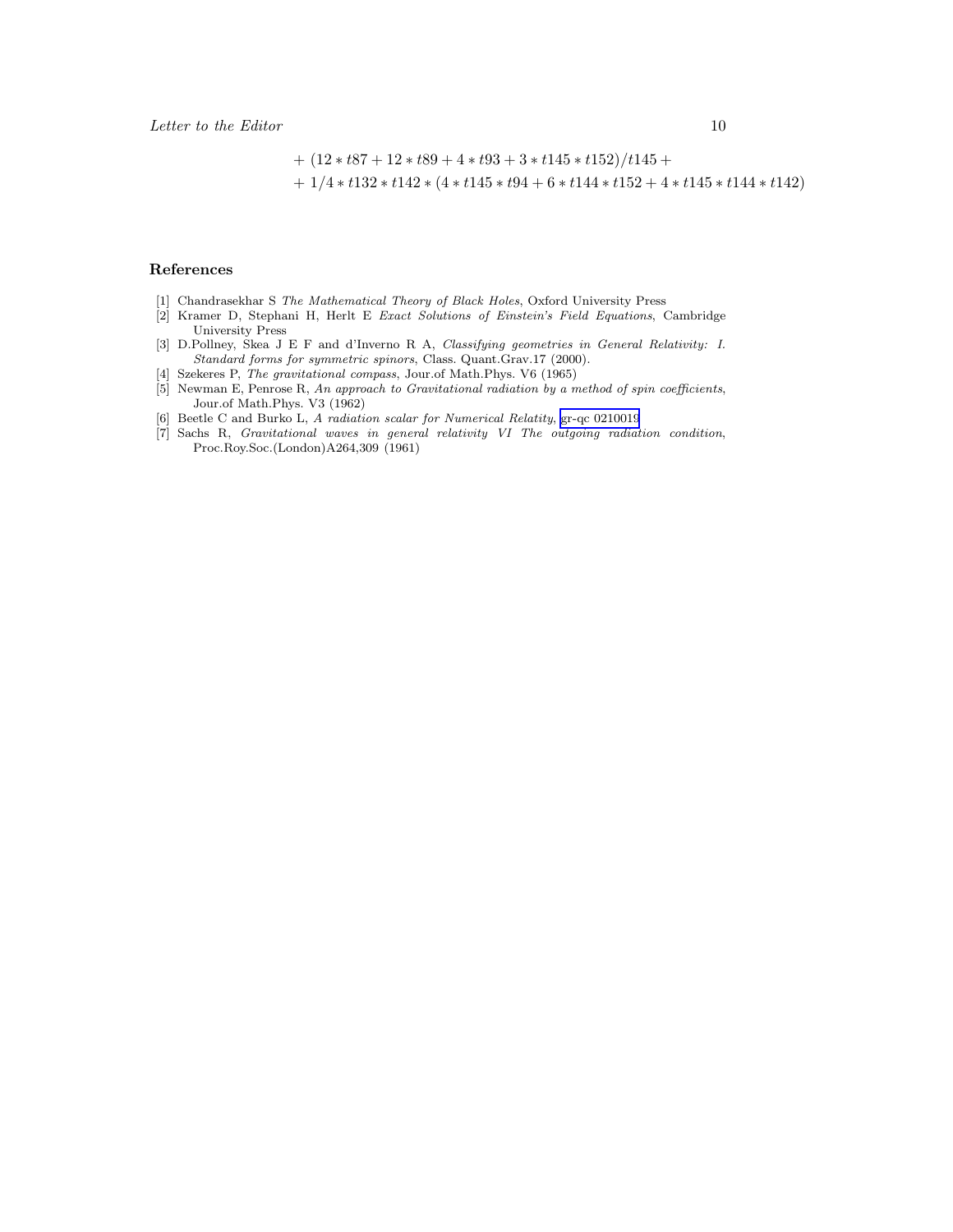$$+ (12*t87 + 12*t89 + 4*t93 + 3*t145*t152)/t145 +$$
$$+ 1/4*t132*t142*(4*t145*t94 + 6*t144*t152 + 4*t145*t144*t142)$$

## References

[1] Chandrasekhar S *The Mathematical Theory of Black Holes*, Oxford University Press

[2] Kramer D, Stephani H, Herlt E *Exact Solutions of Einstein's Field Equations*, Cambridge University Press

[3] D.Pollney, Skea J E F and d'Inverno R A, *Classifying geometries in General Relativity: I. Standard forms for symmetric spinors*, Class. Quant.Grav.17 (2000).

[4] Szekeres P, *The gravitational compass*, Jour.of Math.Phys. V6 (1965)

[5] Newman E, Penrose R, *An approach to Gravitational radiation by a method of spin coefficients*, Jour.of Math.Phys. V3 (1962)

[6] Beetle C and Burko L, *A radiation scalar for Numerical Relatity*, gr-qc 0210019

[7] Sachs R, *Gravitational waves in general relativity VI The outgoing radiation condition*, Proc.Roy.Soc.(London)A264,309 (1961)